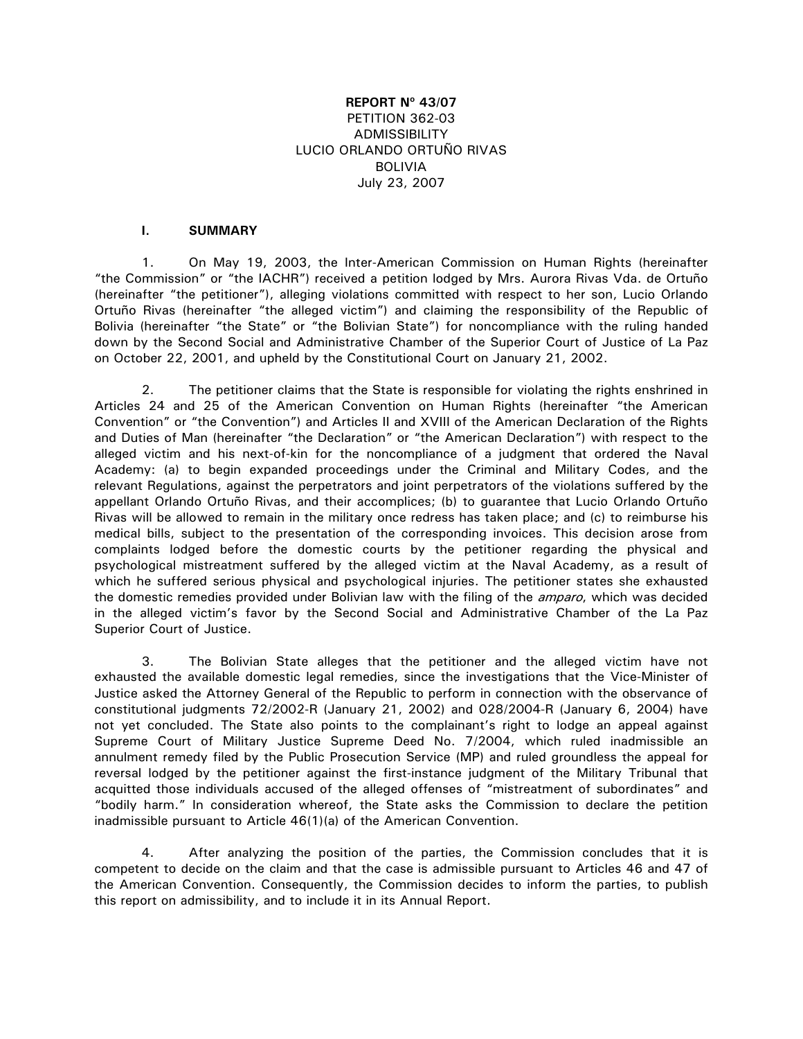**REPORT Nº 43/07**
PETITION 362-03
ADMISSIBILITY
LUCIO ORLANDO ORTUÑO RIVAS
BOLIVIA
July 23, 2007

## I. SUMMARY

1. On May 19, 2003, the Inter-American Commission on Human Rights (hereinafter "the Commission" or "the IACHR") received a petition lodged by Mrs. Aurora Rivas Vda. de Ortuño (hereinafter "the petitioner"), alleging violations committed with respect to her son, Lucio Orlando Ortuño Rivas (hereinafter "the alleged victim") and claiming the responsibility of the Republic of Bolivia (hereinafter "the State" or "the Bolivian State") for noncompliance with the ruling handed down by the Second Social and Administrative Chamber of the Superior Court of Justice of La Paz on October 22, 2001, and upheld by the Constitutional Court on January 21, 2002.

2. The petitioner claims that the State is responsible for violating the rights enshrined in Articles 24 and 25 of the American Convention on Human Rights (hereinafter "the American Convention" or "the Convention") and Articles II and XVIII of the American Declaration of the Rights and Duties of Man (hereinafter "the Declaration" or "the American Declaration") with respect to the alleged victim and his next-of-kin for the noncompliance of a judgment that ordered the Naval Academy: (a) to begin expanded proceedings under the Criminal and Military Codes, and the relevant Regulations, against the perpetrators and joint perpetrators of the violations suffered by the appellant Orlando Ortuño Rivas, and their accomplices; (b) to guarantee that Lucio Orlando Ortuño Rivas will be allowed to remain in the military once redress has taken place; and (c) to reimburse his medical bills, subject to the presentation of the corresponding invoices. This decision arose from complaints lodged before the domestic courts by the petitioner regarding the physical and psychological mistreatment suffered by the alleged victim at the Naval Academy, as a result of which he suffered serious physical and psychological injuries. The petitioner states she exhausted the domestic remedies provided under Bolivian law with the filing of the *amparo*, which was decided in the alleged victim's favor by the Second Social and Administrative Chamber of the La Paz Superior Court of Justice.

3. The Bolivian State alleges that the petitioner and the alleged victim have not exhausted the available domestic legal remedies, since the investigations that the Vice-Minister of Justice asked the Attorney General of the Republic to perform in connection with the observance of constitutional judgments 72/2002-R (January 21, 2002) and 028/2004-R (January 6, 2004) have not yet concluded. The State also points to the complainant's right to lodge an appeal against Supreme Court of Military Justice Supreme Deed No. 7/2004, which ruled inadmissible an annulment remedy filed by the Public Prosecution Service (MP) and ruled groundless the appeal for reversal lodged by the petitioner against the first-instance judgment of the Military Tribunal that acquitted those individuals accused of the alleged offenses of "mistreatment of subordinates" and "bodily harm." In consideration whereof, the State asks the Commission to declare the petition inadmissible pursuant to Article 46(1)(a) of the American Convention.

4. After analyzing the position of the parties, the Commission concludes that it is competent to decide on the claim and that the case is admissible pursuant to Articles 46 and 47 of the American Convention. Consequently, the Commission decides to inform the parties, to publish this report on admissibility, and to include it in its Annual Report.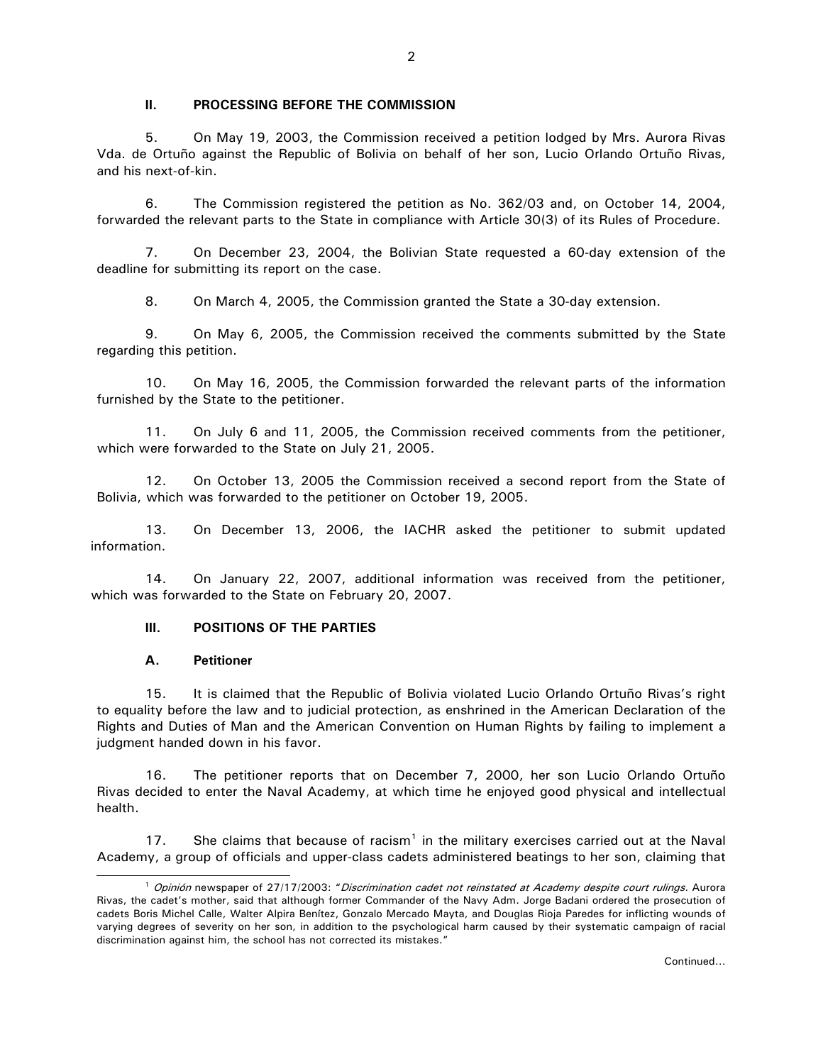## II. PROCESSING BEFORE THE COMMISSION

5. On May 19, 2003, the Commission received a petition lodged by Mrs. Aurora Rivas Vda. de Ortuño against the Republic of Bolivia on behalf of her son, Lucio Orlando Ortuño Rivas, and his next-of-kin.

6. The Commission registered the petition as No. 362/03 and, on October 14, 2004, forwarded the relevant parts to the State in compliance with Article 30(3) of its Rules of Procedure.

7. On December 23, 2004, the Bolivian State requested a 60-day extension of the deadline for submitting its report on the case.

8. On March 4, 2005, the Commission granted the State a 30-day extension.

9. On May 6, 2005, the Commission received the comments submitted by the State regarding this petition.

10. On May 16, 2005, the Commission forwarded the relevant parts of the information furnished by the State to the petitioner.

11. On July 6 and 11, 2005, the Commission received comments from the petitioner, which were forwarded to the State on July 21, 2005.

12. On October 13, 2005 the Commission received a second report from the State of Bolivia, which was forwarded to the petitioner on October 19, 2005.

13. On December 13, 2006, the IACHR asked the petitioner to submit updated information.

14. On January 22, 2007, additional information was received from the petitioner, which was forwarded to the State on February 20, 2007.

## III. POSITIONS OF THE PARTIES

### A. Petitioner

15. It is claimed that the Republic of Bolivia violated Lucio Orlando Ortuño Rivas's right to equality before the law and to judicial protection, as enshrined in the American Declaration of the Rights and Duties of Man and the American Convention on Human Rights by failing to implement a judgment handed down in his favor.

16. The petitioner reports that on December 7, 2000, her son Lucio Orlando Ortuño Rivas decided to enter the Naval Academy, at which time he enjoyed good physical and intellectual health.

17. She claims that because of racism[1] in the military exercises carried out at the Naval Academy, a group of officials and upper-class cadets administered beatings to her son, claiming that

[1] *Opinión* newspaper of 27/17/2003: "*Discrimination cadet not reinstated at Academy despite court rulings.* Aurora Rivas, the cadet's mother, said that although former Commander of the Navy Adm. Jorge Badani ordered the prosecution of cadets Boris Michel Calle, Walter Alpira Benítez, Gonzalo Mercado Mayta, and Douglas Rioja Paredes for inflicting wounds of varying degrees of severity on her son, in addition to the psychological harm caused by their systematic campaign of racial discrimination against him, the school has not corrected its mistakes."

Continued...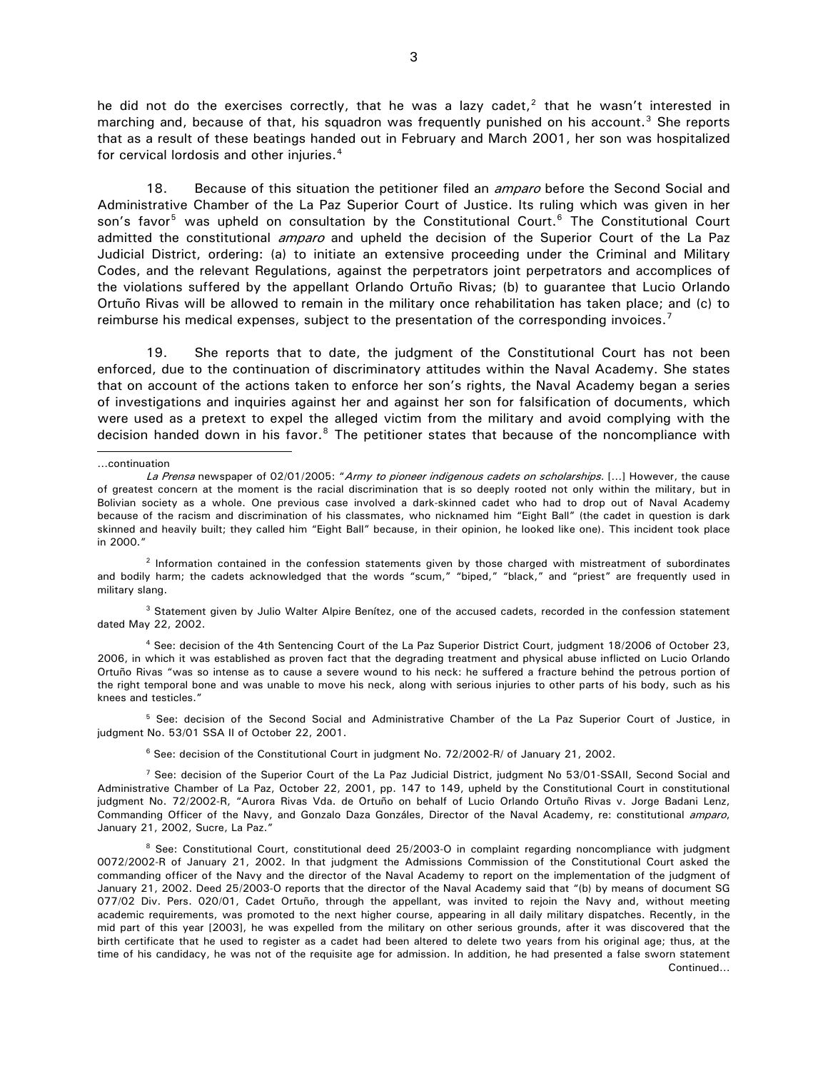he did not do the exercises correctly, that he was a lazy cadet,[2] that he wasn't interested in marching and, because of that, his squadron was frequently punished on his account.[3] She reports that as a result of these beatings handed out in February and March 2001, her son was hospitalized for cervical lordosis and other injuries.[4]

18. Because of this situation the petitioner filed an *amparo* before the Second Social and Administrative Chamber of the La Paz Superior Court of Justice. Its ruling which was given in her son's favor[5] was upheld on consultation by the Constitutional Court.[6] The Constitutional Court admitted the constitutional *amparo* and upheld the decision of the Superior Court of the La Paz Judicial District, ordering: (a) to initiate an extensive proceeding under the Criminal and Military Codes, and the relevant Regulations, against the perpetrators joint perpetrators and accomplices of the violations suffered by the appellant Orlando Ortuño Rivas; (b) to guarantee that Lucio Orlando Ortuño Rivas will be allowed to remain in the military once rehabilitation has taken place; and (c) to reimburse his medical expenses, subject to the presentation of the corresponding invoices.[7]

19. She reports that to date, the judgment of the Constitutional Court has not been enforced, due to the continuation of discriminatory attitudes within the Naval Academy. She states that on account of the actions taken to enforce her son's rights, the Naval Academy began a series of investigations and inquiries against her and against her son for falsification of documents, which were used as a pretext to expel the alleged victim from the military and avoid complying with the decision handed down in his favor.[8] The petitioner states that because of the noncompliance with

---

...continuation

*La Prensa* newspaper of 02/01/2005: "*Army to pioneer indigenous cadets on scholarships*. [...] However, the cause of greatest concern at the moment is the racial discrimination that is so deeply rooted not only within the military, but in Bolivian society as a whole. One previous case involved a dark-skinned cadet who had to drop out of Naval Academy because of the racism and discrimination of his classmates, who nicknamed him "Eight Ball" (the cadet in question is dark skinned and heavily built; they called him "Eight Ball" because, in their opinion, he looked like one). This incident took place in 2000."

[2] Information contained in the confession statements given by those charged with mistreatment of subordinates and bodily harm; the cadets acknowledged that the words "scum," "biped," "black," and "priest" are frequently used in military slang.

[3] Statement given by Julio Walter Alpire Benítez, one of the accused cadets, recorded in the confession statement dated May 22, 2002.

[4] See: decision of the 4th Sentencing Court of the La Paz Superior District Court, judgment 18/2006 of October 23, 2006, in which it was established as proven fact that the degrading treatment and physical abuse inflicted on Lucio Orlando Ortuño Rivas "was so intense as to cause a severe wound to his neck: he suffered a fracture behind the petrous portion of the right temporal bone and was unable to move his neck, along with serious injuries to other parts of his body, such as his knees and testicles."

[5] See: decision of the Second Social and Administrative Chamber of the La Paz Superior Court of Justice, in judgment No. 53/01 SSA II of October 22, 2001.

[6] See: decision of the Constitutional Court in judgment No. 72/2002-R/ of January 21, 2002.

[7] See: decision of the Superior Court of the La Paz Judicial District, judgment No 53/01-SSAII, Second Social and Administrative Chamber of La Paz, October 22, 2001, pp. 147 to 149, upheld by the Constitutional Court in constitutional judgment No. 72/2002-R, "Aurora Rivas Vda. de Ortuño on behalf of Lucio Orlando Ortuño Rivas v. Jorge Badani Lenz, Commanding Officer of the Navy, and Gonzalo Daza Gonzáles, Director of the Naval Academy, re: constitutional *amparo*, January 21, 2002, Sucre, La Paz."

[8] See: Constitutional Court, constitutional deed 25/2003-O in complaint regarding noncompliance with judgment 0072/2002-R of January 21, 2002. In that judgment the Admissions Commission of the Constitutional Court asked the commanding officer of the Navy and the director of the Naval Academy to report on the implementation of the judgment of January 21, 2002. Deed 25/2003-O reports that the director of the Naval Academy said that "(b) by means of document SG 077/02 Div. Pers. 020/01, Cadet Ortuño, through the appellant, was invited to rejoin the Navy and, without meeting academic requirements, was promoted to the next higher course, appearing in all daily military dispatches. Recently, in the mid part of this year [2003], he was expelled from the military on other serious grounds, after it was discovered that the birth certificate that he used to register as a cadet had been altered to delete two years from his original age; thus, at the time of his candidacy, he was not of the requisite age for admission. In addition, he had presented a false sworn statement

Continued...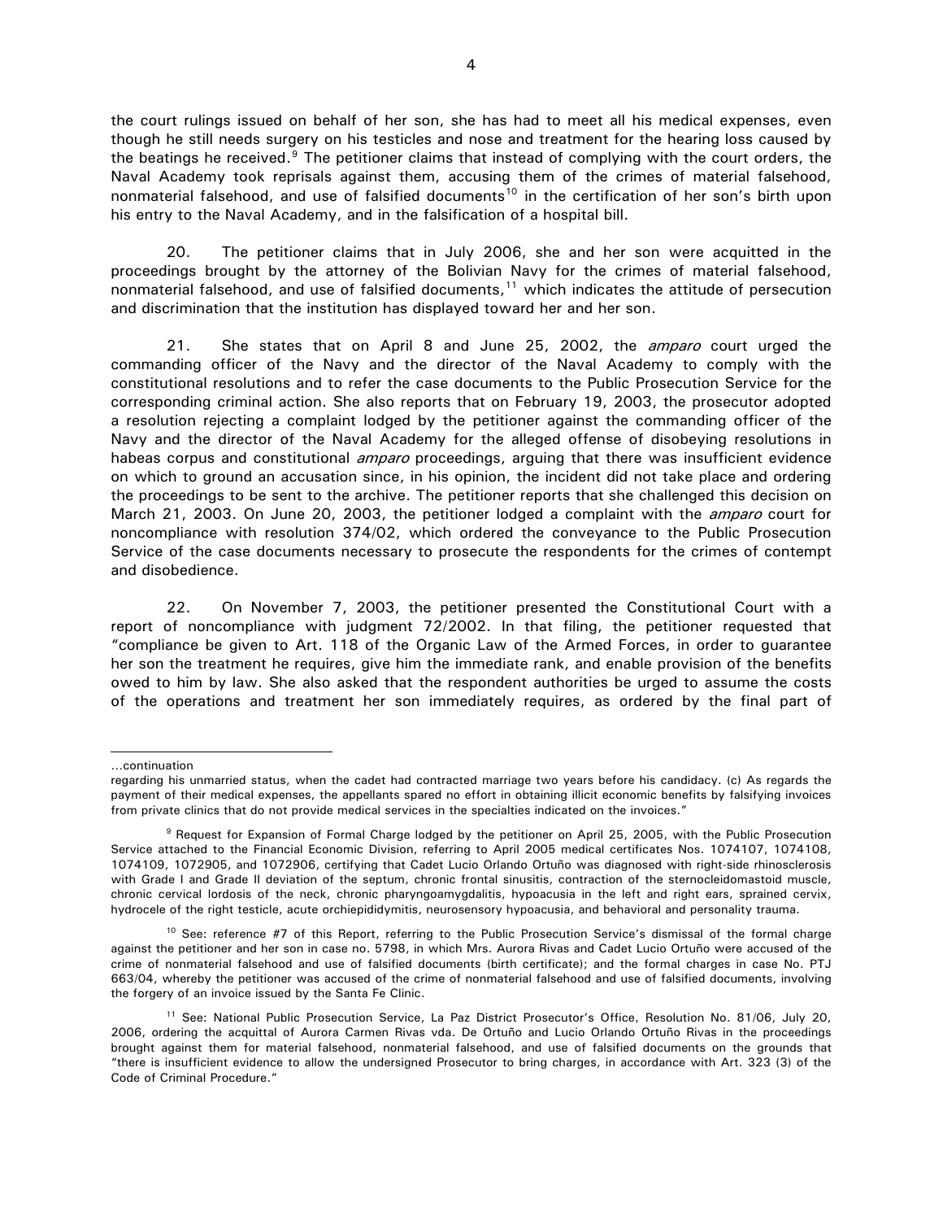the court rulings issued on behalf of her son, she has had to meet all his medical expenses, even though he still needs surgery on his testicles and nose and treatment for the hearing loss caused by the beatings he received.[9] The petitioner claims that instead of complying with the court orders, the Naval Academy took reprisals against them, accusing them of the crimes of material falsehood, nonmaterial falsehood, and use of falsified documents[10] in the certification of her son's birth upon his entry to the Naval Academy, and in the falsification of a hospital bill.

20. The petitioner claims that in July 2006, she and her son were acquitted in the proceedings brought by the attorney of the Bolivian Navy for the crimes of material falsehood, nonmaterial falsehood, and use of falsified documents,[11] which indicates the attitude of persecution and discrimination that the institution has displayed toward her and her son.

21. She states that on April 8 and June 25, 2002, the *amparo* court urged the commanding officer of the Navy and the director of the Naval Academy to comply with the constitutional resolutions and to refer the case documents to the Public Prosecution Service for the corresponding criminal action. She also reports that on February 19, 2003, the prosecutor adopted a resolution rejecting a complaint lodged by the petitioner against the commanding officer of the Navy and the director of the Naval Academy for the alleged offense of disobeying resolutions in habeas corpus and constitutional *amparo* proceedings, arguing that there was insufficient evidence on which to ground an accusation since, in his opinion, the incident did not take place and ordering the proceedings to be sent to the archive. The petitioner reports that she challenged this decision on March 21, 2003. On June 20, 2003, the petitioner lodged a complaint with the *amparo* court for noncompliance with resolution 374/02, which ordered the conveyance to the Public Prosecution Service of the case documents necessary to prosecute the respondents for the crimes of contempt and disobedience.

22. On November 7, 2003, the petitioner presented the Constitutional Court with a report of noncompliance with judgment 72/2002. In that filing, the petitioner requested that "compliance be given to Art. 118 of the Organic Law of the Armed Forces, in order to guarantee her son the treatment he requires, give him the immediate rank, and enable provision of the benefits owed to him by law. She also asked that the respondent authorities be urged to assume the costs of the operations and treatment her son immediately requires, as ordered by the final part of

---

...continuation

regarding his unmarried status, when the cadet had contracted marriage two years before his candidacy. (c) As regards the payment of their medical expenses, the appellants spared no effort in obtaining illicit economic benefits by falsifying invoices from private clinics that do not provide medical services in the specialties indicated on the invoices."

[9] Request for Expansion of Formal Charge lodged by the petitioner on April 25, 2005, with the Public Prosecution Service attached to the Financial Economic Division, referring to April 2005 medical certificates Nos. 1074107, 1074108, 1074109, 1072905, and 1072906, certifying that Cadet Lucio Orlando Ortuño was diagnosed with right-side rhinosclerosis with Grade I and Grade II deviation of the septum, chronic frontal sinusitis, contraction of the sternocleidomastoid muscle, chronic cervical lordosis of the neck, chronic pharyngoamygdalitis, hypoacusia in the left and right ears, sprained cervix, hydrocele of the right testicle, acute orchiepididymitis, neurosensory hypoacusia, and behavioral and personality trauma.

[10] See: reference #7 of this Report, referring to the Public Prosecution Service's dismissal of the formal charge against the petitioner and her son in case no. 5798, in which Mrs. Aurora Rivas and Cadet Lucio Ortuño were accused of the crime of nonmaterial falsehood and use of falsified documents (birth certificate); and the formal charges in case No. PTJ 663/04, whereby the petitioner was accused of the crime of nonmaterial falsehood and use of falsified documents, involving the forgery of an invoice issued by the Santa Fe Clinic.

[11] See: National Public Prosecution Service, La Paz District Prosecutor's Office, Resolution No. 81/06, July 20, 2006, ordering the acquittal of Aurora Carmen Rivas vda. De Ortuño and Lucio Orlando Ortuño Rivas in the proceedings brought against them for material falsehood, nonmaterial falsehood, and use of falsified documents on the grounds that "there is insufficient evidence to allow the undersigned Prosecutor to bring charges, in accordance with Art. 323 (3) of the Code of Criminal Procedure."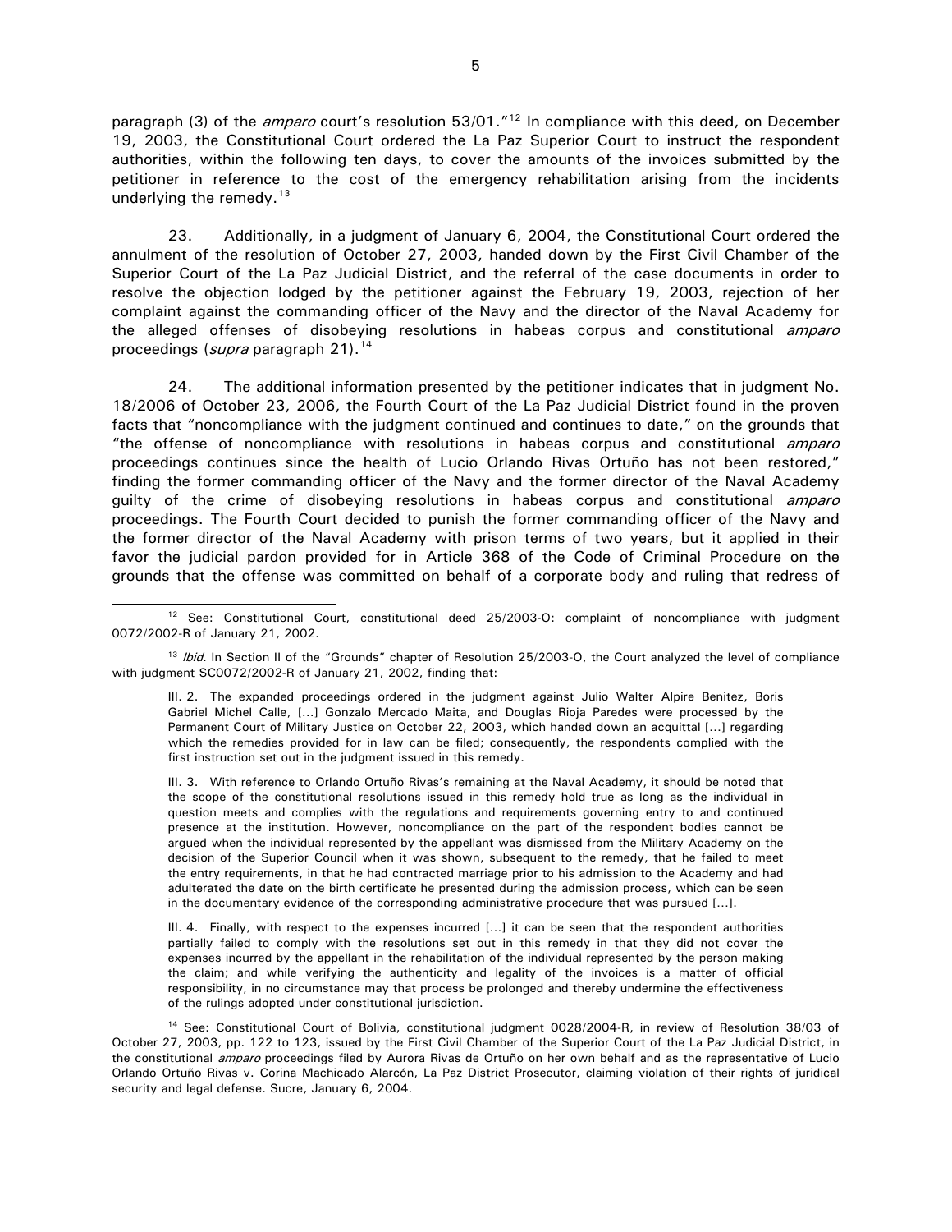paragraph (3) of the *amparo* court's resolution 53/01."[12] In compliance with this deed, on December 19, 2003, the Constitutional Court ordered the La Paz Superior Court to instruct the respondent authorities, within the following ten days, to cover the amounts of the invoices submitted by the petitioner in reference to the cost of the emergency rehabilitation arising from the incidents underlying the remedy.[13]

23. Additionally, in a judgment of January 6, 2004, the Constitutional Court ordered the annulment of the resolution of October 27, 2003, handed down by the First Civil Chamber of the Superior Court of the La Paz Judicial District, and the referral of the case documents in order to resolve the objection lodged by the petitioner against the February 19, 2003, rejection of her complaint against the commanding officer of the Navy and the director of the Naval Academy for the alleged offenses of disobeying resolutions in habeas corpus and constitutional *amparo* proceedings (*supra* paragraph 21).[14]

24. The additional information presented by the petitioner indicates that in judgment No. 18/2006 of October 23, 2006, the Fourth Court of the La Paz Judicial District found in the proven facts that "noncompliance with the judgment continued and continues to date," on the grounds that "the offense of noncompliance with resolutions in habeas corpus and constitutional *amparo* proceedings continues since the health of Lucio Orlando Rivas Ortuño has not been restored," finding the former commanding officer of the Navy and the former director of the Naval Academy guilty of the crime of disobeying resolutions in habeas corpus and constitutional *amparo* proceedings. The Fourth Court decided to punish the former commanding officer of the Navy and the former director of the Naval Academy with prison terms of two years, but it applied in their favor the judicial pardon provided for in Article 368 of the Code of Criminal Procedure on the grounds that the offense was committed on behalf of a corporate body and ruling that redress of

---

[12] See: Constitutional Court, constitutional deed 25/2003-O: complaint of noncompliance with judgment 0072/2002-R of January 21, 2002.

[13] *Ibid*. In Section II of the "Grounds" chapter of Resolution 25/2003-O, the Court analyzed the level of compliance with judgment SC0072/2002-R of January 21, 2002, finding that:

> III. 2. The expanded proceedings ordered in the judgment against Julio Walter Alpire Benitez, Boris Gabriel Michel Calle, [...] Gonzalo Mercado Maita, and Douglas Rioja Paredes were processed by the Permanent Court of Military Justice on October 22, 2003, which handed down an acquittal [...] regarding which the remedies provided for in law can be filed; consequently, the respondents complied with the first instruction set out in the judgment issued in this remedy.
>
> III. 3. With reference to Orlando Ortuño Rivas's remaining at the Naval Academy, it should be noted that the scope of the constitutional resolutions issued in this remedy hold true as long as the individual in question meets and complies with the regulations and requirements governing entry to and continued presence at the institution. However, noncompliance on the part of the respondent bodies cannot be argued when the individual represented by the appellant was dismissed from the Military Academy on the decision of the Superior Council when it was shown, subsequent to the remedy, that he failed to meet the entry requirements, in that he had contracted marriage prior to his admission to the Academy and had adulterated the date on the birth certificate he presented during the admission process, which can be seen in the documentary evidence of the corresponding administrative procedure that was pursued [...].
>
> III. 4. Finally, with respect to the expenses incurred [...] it can be seen that the respondent authorities partially failed to comply with the resolutions set out in this remedy in that they did not cover the expenses incurred by the appellant in the rehabilitation of the individual represented by the person making the claim; and while verifying the authenticity and legality of the invoices is a matter of official responsibility, in no circumstance may that process be prolonged and thereby undermine the effectiveness of the rulings adopted under constitutional jurisdiction.

[14] See: Constitutional Court of Bolivia, constitutional judgment 0028/2004-R, in review of Resolution 38/03 of October 27, 2003, pp. 122 to 123, issued by the First Civil Chamber of the Superior Court of the La Paz Judicial District, in the constitutional *amparo* proceedings filed by Aurora Rivas de Ortuño on her own behalf and as the representative of Lucio Orlando Ortuño Rivas v. Corina Machicado Alarcón, La Paz District Prosecutor, claiming violation of their rights of juridical security and legal defense. Sucre, January 6, 2004.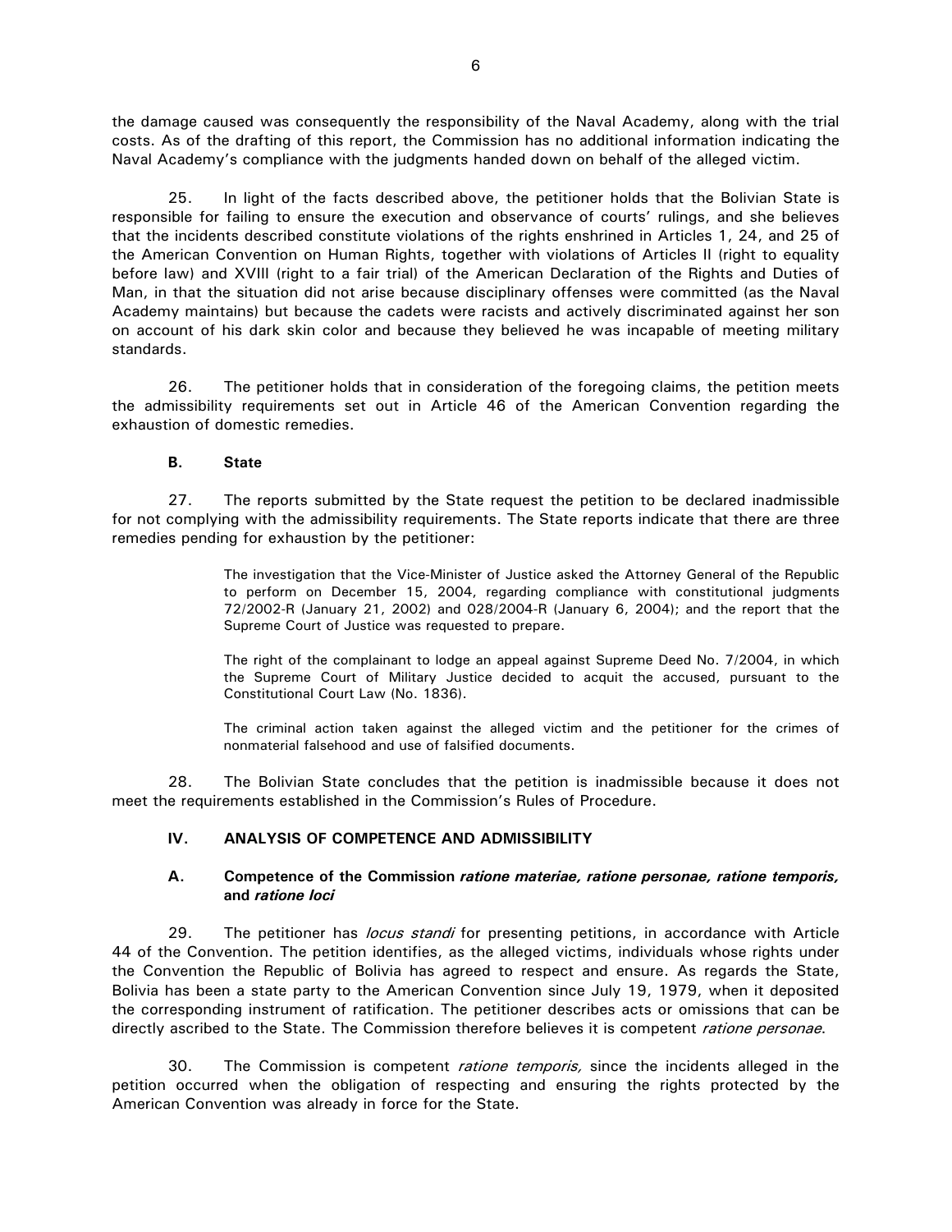the damage caused was consequently the responsibility of the Naval Academy, along with the trial costs. As of the drafting of this report, the Commission has no additional information indicating the Naval Academy's compliance with the judgments handed down on behalf of the alleged victim.

25. In light of the facts described above, the petitioner holds that the Bolivian State is responsible for failing to ensure the execution and observance of courts' rulings, and she believes that the incidents described constitute violations of the rights enshrined in Articles 1, 24, and 25 of the American Convention on Human Rights, together with violations of Articles II (right to equality before law) and XVIII (right to a fair trial) of the American Declaration of the Rights and Duties of Man, in that the situation did not arise because disciplinary offenses were committed (as the Naval Academy maintains) but because the cadets were racists and actively discriminated against her son on account of his dark skin color and because they believed he was incapable of meeting military standards.

26. The petitioner holds that in consideration of the foregoing claims, the petition meets the admissibility requirements set out in Article 46 of the American Convention regarding the exhaustion of domestic remedies.

### B. State

27. The reports submitted by the State request the petition to be declared inadmissible for not complying with the admissibility requirements. The State reports indicate that there are three remedies pending for exhaustion by the petitioner:

> The investigation that the Vice-Minister of Justice asked the Attorney General of the Republic to perform on December 15, 2004, regarding compliance with constitutional judgments 72/2002-R (January 21, 2002) and 028/2004-R (January 6, 2004); and the report that the Supreme Court of Justice was requested to prepare.
>
> The right of the complainant to lodge an appeal against Supreme Deed No. 7/2004, in which the Supreme Court of Military Justice decided to acquit the accused, pursuant to the Constitutional Court Law (No. 1836).
>
> The criminal action taken against the alleged victim and the petitioner for the crimes of nonmaterial falsehood and use of falsified documents.

28. The Bolivian State concludes that the petition is inadmissible because it does not meet the requirements established in the Commission's Rules of Procedure.

## IV. ANALYSIS OF COMPETENCE AND ADMISSIBILITY

### A. Competence of the Commission *ratione materiae, ratione personae, ratione temporis,* and *ratione loci*

29. The petitioner has *locus standi* for presenting petitions, in accordance with Article 44 of the Convention. The petition identifies, as the alleged victims, individuals whose rights under the Convention the Republic of Bolivia has agreed to respect and ensure. As regards the State, Bolivia has been a state party to the American Convention since July 19, 1979, when it deposited the corresponding instrument of ratification. The petitioner describes acts or omissions that can be directly ascribed to the State. The Commission therefore believes it is competent *ratione personae*.

30. The Commission is competent *ratione temporis,* since the incidents alleged in the petition occurred when the obligation of respecting and ensuring the rights protected by the American Convention was already in force for the State.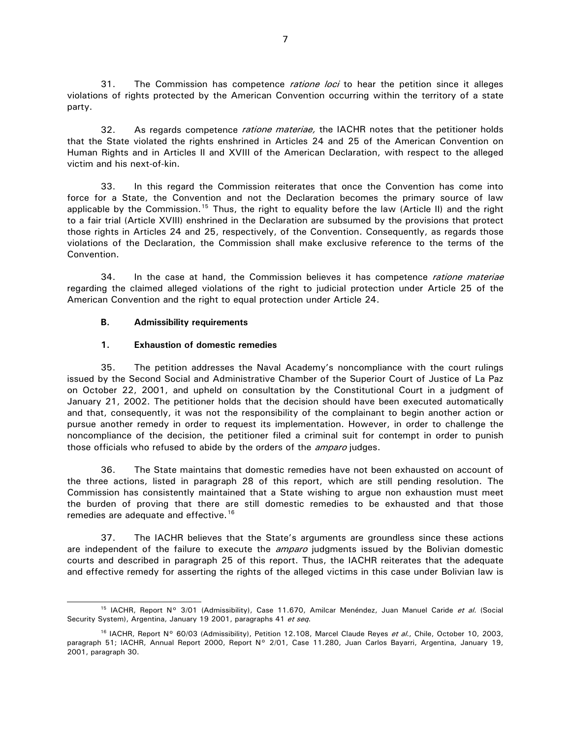31. The Commission has competence *ratione loci* to hear the petition since it alleges violations of rights protected by the American Convention occurring within the territory of a state party.

32. As regards competence *ratione materiae,* the IACHR notes that the petitioner holds that the State violated the rights enshrined in Articles 24 and 25 of the American Convention on Human Rights and in Articles II and XVIII of the American Declaration, with respect to the alleged victim and his next-of-kin.

33. In this regard the Commission reiterates that once the Convention has come into force for a State, the Convention and not the Declaration becomes the primary source of law applicable by the Commission.[15] Thus, the right to equality before the law (Article II) and the right to a fair trial (Article XVIII) enshrined in the Declaration are subsumed by the provisions that protect those rights in Articles 24 and 25, respectively, of the Convention. Consequently, as regards those violations of the Declaration, the Commission shall make exclusive reference to the terms of the Convention.

34. In the case at hand, the Commission believes it has competence *ratione materiae* regarding the claimed alleged violations of the right to judicial protection under Article 25 of the American Convention and the right to equal protection under Article 24.

### B. Admissibility requirements

#### 1. Exhaustion of domestic remedies

35. The petition addresses the Naval Academy's noncompliance with the court rulings issued by the Second Social and Administrative Chamber of the Superior Court of Justice of La Paz on October 22, 2001, and upheld on consultation by the Constitutional Court in a judgment of January 21, 2002. The petitioner holds that the decision should have been executed automatically and that, consequently, it was not the responsibility of the complainant to begin another action or pursue another remedy in order to request its implementation. However, in order to challenge the noncompliance of the decision, the petitioner filed a criminal suit for contempt in order to punish those officials who refused to abide by the orders of the *amparo* judges.

36. The State maintains that domestic remedies have not been exhausted on account of the three actions, listed in paragraph 28 of this report, which are still pending resolution. The Commission has consistently maintained that a State wishing to argue non exhaustion must meet the burden of proving that there are still domestic remedies to be exhausted and that those remedies are adequate and effective.[16]

37. The IACHR believes that the State's arguments are groundless since these actions are independent of the failure to execute the *amparo* judgments issued by the Bolivian domestic courts and described in paragraph 25 of this report. Thus, the IACHR reiterates that the adequate and effective remedy for asserting the rights of the alleged victims in this case under Bolivian law is

---

[15] IACHR, Report N° 3/01 (Admissibility), Case 11.670, Amilcar Menéndez, Juan Manuel Caride *et al.* (Social Security System), Argentina, January 19 2001, paragraphs 41 *et seq.*

[16] IACHR, Report N° 60/03 (Admissibility), Petition 12.108, Marcel Claude Reyes *et al.*, Chile, October 10, 2003, paragraph 51; IACHR, Annual Report 2000, Report N° 2/01, Case 11.280, Juan Carlos Bayarri, Argentina, January 19, 2001, paragraph 30.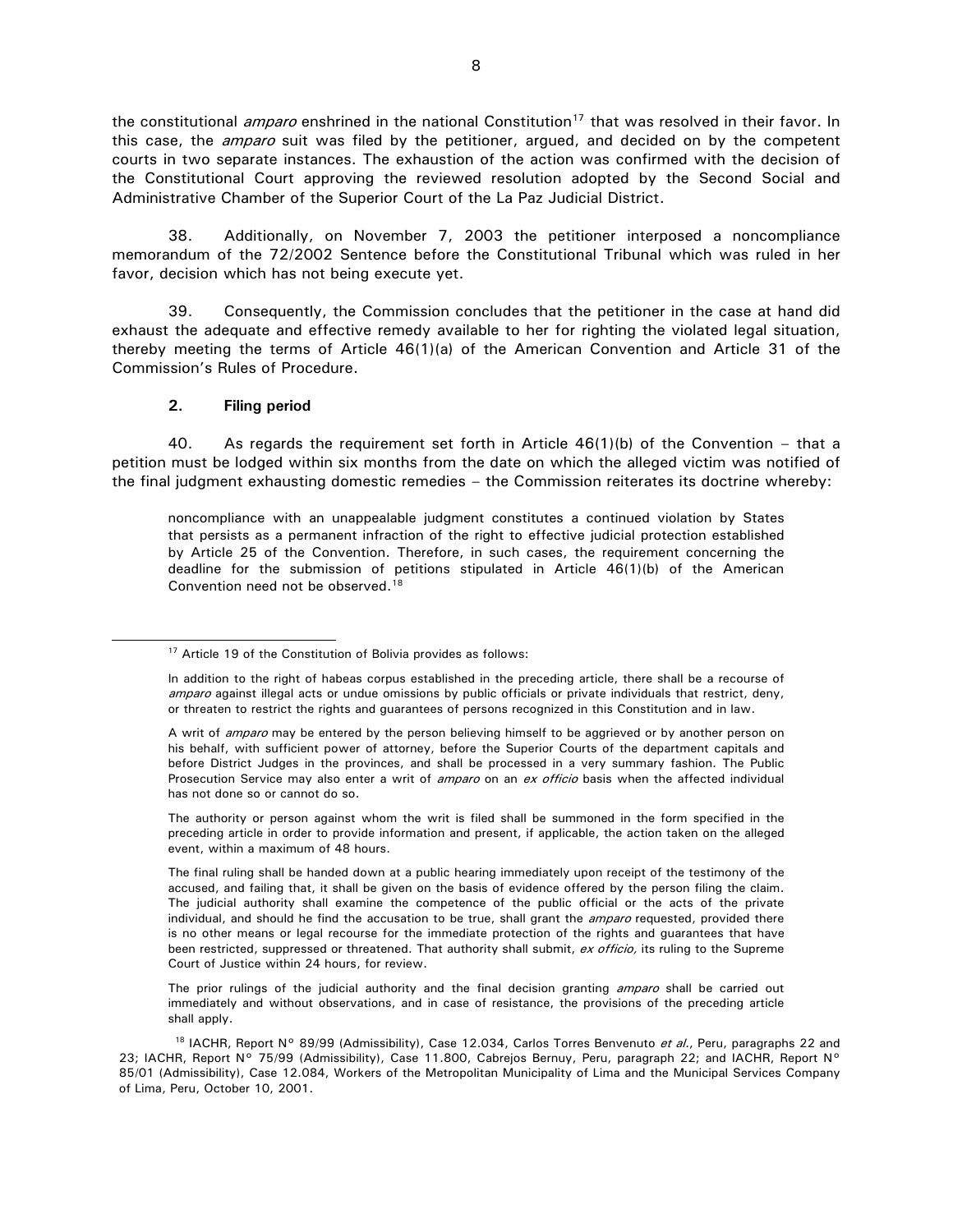the constitutional *amparo* enshrined in the national Constitution[17] that was resolved in their favor. In this case, the *amparo* suit was filed by the petitioner, argued, and decided on by the competent courts in two separate instances. The exhaustion of the action was confirmed with the decision of the Constitutional Court approving the reviewed resolution adopted by the Second Social and Administrative Chamber of the Superior Court of the La Paz Judicial District.

38. Additionally, on November 7, 2003 the petitioner interposed a noncompliance memorandum of the 72/2002 Sentence before the Constitutional Tribunal which was ruled in her favor, decision which has not being execute yet.

39. Consequently, the Commission concludes that the petitioner in the case at hand did exhaust the adequate and effective remedy available to her for righting the violated legal situation, thereby meeting the terms of Article 46(1)(a) of the American Convention and Article 31 of the Commission's Rules of Procedure.

### 2. Filing period

40. As regards the requirement set forth in Article 46(1)(b) of the Convention – that a petition must be lodged within six months from the date on which the alleged victim was notified of the final judgment exhausting domestic remedies – the Commission reiterates its doctrine whereby:

> noncompliance with an unappealable judgment constitutes a continued violation by States that persists as a permanent infraction of the right to effective judicial protection established by Article 25 of the Convention. Therefore, in such cases, the requirement concerning the deadline for the submission of petitions stipulated in Article 46(1)(b) of the American Convention need not be observed.[18]

---

[17] Article 19 of the Constitution of Bolivia provides as follows:

In addition to the right of habeas corpus established in the preceding article, there shall be a recourse of *amparo* against illegal acts or undue omissions by public officials or private individuals that restrict, deny, or threaten to restrict the rights and guarantees of persons recognized in this Constitution and in law.

A writ of *amparo* may be entered by the person believing himself to be aggrieved or by another person on his behalf, with sufficient power of attorney, before the Superior Courts of the department capitals and before District Judges in the provinces, and shall be processed in a very summary fashion. The Public Prosecution Service may also enter a writ of *amparo* on an *ex officio* basis when the affected individual has not done so or cannot do so.

The authority or person against whom the writ is filed shall be summoned in the form specified in the preceding article in order to provide information and present, if applicable, the action taken on the alleged event, within a maximum of 48 hours.

The final ruling shall be handed down at a public hearing immediately upon receipt of the testimony of the accused, and failing that, it shall be given on the basis of evidence offered by the person filing the claim. The judicial authority shall examine the competence of the public official or the acts of the private individual, and should he find the accusation to be true, shall grant the *amparo* requested, provided there is no other means or legal recourse for the immediate protection of the rights and guarantees that have been restricted, suppressed or threatened. That authority shall submit, *ex officio,* its ruling to the Supreme Court of Justice within 24 hours, for review.

The prior rulings of the judicial authority and the final decision granting *amparo* shall be carried out immediately and without observations, and in case of resistance, the provisions of the preceding article shall apply.

[18] IACHR, Report N° 89/99 (Admissibility), Case 12.034, Carlos Torres Benvenuto *et al.*, Peru, paragraphs 22 and 23; IACHR, Report N° 75/99 (Admissibility), Case 11.800, Cabrejos Bernuy, Peru, paragraph 22; and IACHR, Report N° 85/01 (Admissibility), Case 12.084, Workers of the Metropolitan Municipality of Lima and the Municipal Services Company of Lima, Peru, October 10, 2001.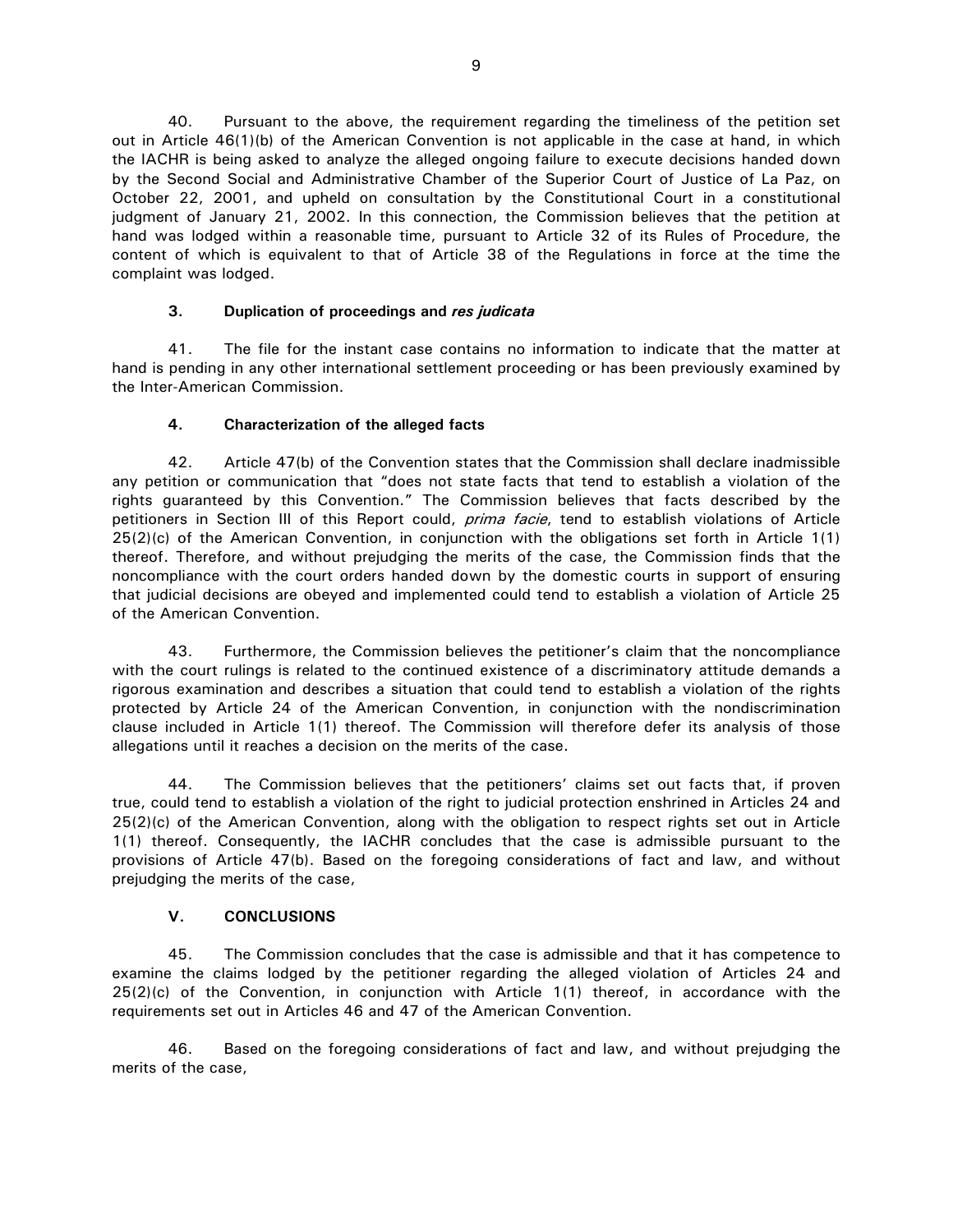40. Pursuant to the above, the requirement regarding the timeliness of the petition set out in Article 46(1)(b) of the American Convention is not applicable in the case at hand, in which the IACHR is being asked to analyze the alleged ongoing failure to execute decisions handed down by the Second Social and Administrative Chamber of the Superior Court of Justice of La Paz, on October 22, 2001, and upheld on consultation by the Constitutional Court in a constitutional judgment of January 21, 2002. In this connection, the Commission believes that the petition at hand was lodged within a reasonable time, pursuant to Article 32 of its Rules of Procedure, the content of which is equivalent to that of Article 38 of the Regulations in force at the time the complaint was lodged.

### 3. Duplication of proceedings and *res judicata*

41. The file for the instant case contains no information to indicate that the matter at hand is pending in any other international settlement proceeding or has been previously examined by the Inter-American Commission.

### 4. Characterization of the alleged facts

42. Article 47(b) of the Convention states that the Commission shall declare inadmissible any petition or communication that "does not state facts that tend to establish a violation of the rights guaranteed by this Convention." The Commission believes that facts described by the petitioners in Section III of this Report could, *prima facie*, tend to establish violations of Article 25(2)(c) of the American Convention, in conjunction with the obligations set forth in Article 1(1) thereof. Therefore, and without prejudging the merits of the case, the Commission finds that the noncompliance with the court orders handed down by the domestic courts in support of ensuring that judicial decisions are obeyed and implemented could tend to establish a violation of Article 25 of the American Convention.

43. Furthermore, the Commission believes the petitioner's claim that the noncompliance with the court rulings is related to the continued existence of a discriminatory attitude demands a rigorous examination and describes a situation that could tend to establish a violation of the rights protected by Article 24 of the American Convention, in conjunction with the nondiscrimination clause included in Article 1(1) thereof. The Commission will therefore defer its analysis of those allegations until it reaches a decision on the merits of the case.

44. The Commission believes that the petitioners' claims set out facts that, if proven true, could tend to establish a violation of the right to judicial protection enshrined in Articles 24 and 25(2)(c) of the American Convention, along with the obligation to respect rights set out in Article 1(1) thereof. Consequently, the IACHR concludes that the case is admissible pursuant to the provisions of Article 47(b). Based on the foregoing considerations of fact and law, and without prejudging the merits of the case,

## V. CONCLUSIONS

45. The Commission concludes that the case is admissible and that it has competence to examine the claims lodged by the petitioner regarding the alleged violation of Articles 24 and 25(2)(c) of the Convention, in conjunction with Article 1(1) thereof, in accordance with the requirements set out in Articles 46 and 47 of the American Convention.

46. Based on the foregoing considerations of fact and law, and without prejudging the merits of the case,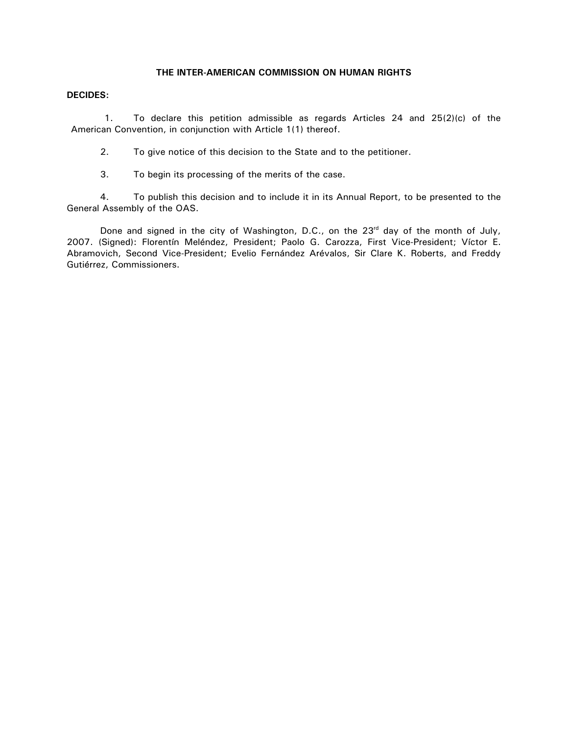**THE INTER-AMERICAN COMMISSION ON HUMAN RIGHTS**

**DECIDES:**

1. To declare this petition admissible as regards Articles 24 and 25(2)(c) of the American Convention, in conjunction with Article 1(1) thereof.

2. To give notice of this decision to the State and to the petitioner.

3. To begin its processing of the merits of the case.

4. To publish this decision and to include it in its Annual Report, to be presented to the General Assembly of the OAS.

Done and signed in the city of Washington, D.C., on the 23rd day of the month of July, 2007. (Signed): Florentín Meléndez, President; Paolo G. Carozza, First Vice-President; Víctor E. Abramovich, Second Vice-President; Evelio Fernández Arévalos, Sir Clare K. Roberts, and Freddy Gutiérrez, Commissioners.